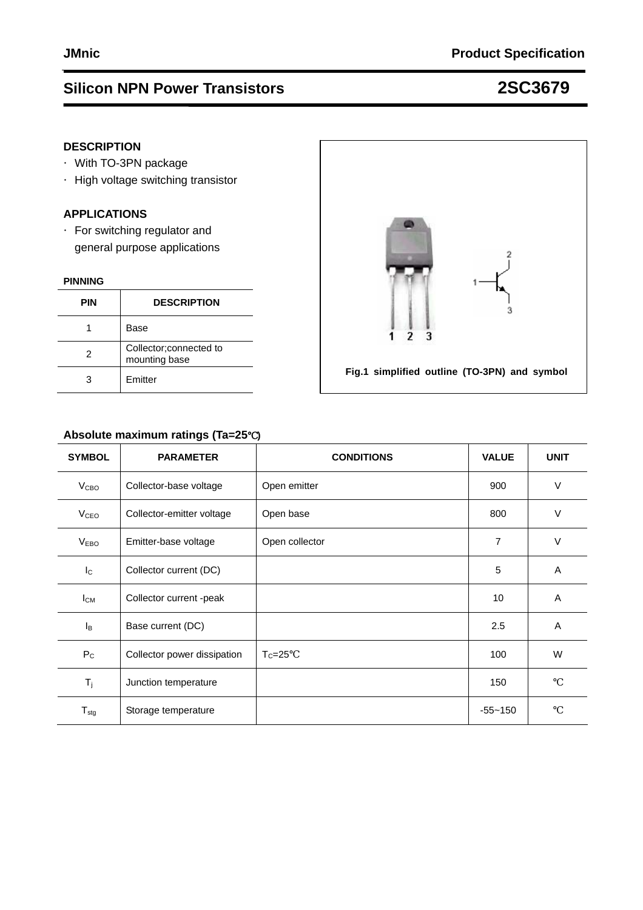# Silicon NPN Power Transistors 2SC3679

## DESCRIPTION

- With TO-3PN package
- High voltage switching transistor

## APPLICATIONS

- For switching regulator and general purpose applications

## PINNING

| PIN | DESCRIPTION |
|---|---|
| 1 | Base |
| 2 | Collector;connected to mounting base |
| 3 | Emitter |

Fig.1 simplified outline (TO-3PN) and symbol

## Absolute maximum ratings (Ta=25℃)

| SYMBOL | PARAMETER | CONDITIONS | VALUE | UNIT |
|---|---|---|---|---|
| $V_{CBO}$ | Collector-base voltage | Open emitter | 900 | V |
| $V_{CEO}$ | Collector-emitter voltage | Open base | 800 | V |
| $V_{EBO}$ | Emitter-base voltage | Open collector | 7 | V |
| $I_C$ | Collector current (DC) | | 5 | A |
| $I_{CM}$ | Collector current -peak | | 10 | A |
| $I_B$ | Base current (DC) | | 2.5 | A |
| $P_C$ | Collector power dissipation | $T_C$=25℃ | 100 | W |
| $T_j$ | Junction temperature | | 150 | ℃ |
| $T_{stg}$ | Storage temperature | | -55~150 | ℃ |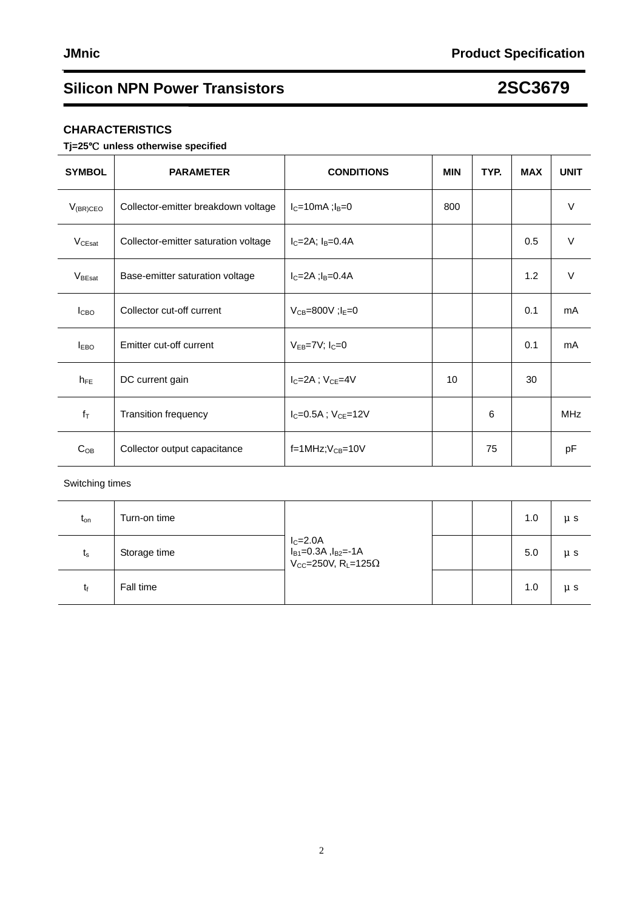# Silicon NPN Power Transistors — 2SC3679

## CHARACTERISTICS

**Tj=25℃ unless otherwise specified**

| SYMBOL | PARAMETER | CONDITIONS | MIN | TYP. | MAX | UNIT |
|---|---|---|---|---|---|---|
| $V_{(BR)CEO}$ | Collector-emitter breakdown voltage | $I_C$=10mA ;$I_B$=0 | 800 | | | V |
| $V_{CEsat}$ | Collector-emitter saturation voltage | $I_C$=2A; $I_B$=0.4A | | | 0.5 | V |
| $V_{BEsat}$ | Base-emitter saturation voltage | $I_C$=2A ;$I_B$=0.4A | | | 1.2 | V |
| $I_{CBO}$ | Collector cut-off current | $V_{CB}$=800V ;$I_E$=0 | | | 0.1 | mA |
| $I_{EBO}$ | Emitter cut-off current | $V_{EB}$=7V; $I_C$=0 | | | 0.1 | mA |
| $h_{FE}$ | DC current gain | $I_C$=2A ; $V_{CE}$=4V | 10 | | 30 | |
| $f_T$ | Transition frequency | $I_C$=0.5A ; $V_{CE}$=12V | | 6 | | MHz |
| $C_{OB}$ | Collector output capacitance | f=1MHz;$V_{CB}$=10V | | 75 | | pF |

Switching times

| SYMBOL | PARAMETER | CONDITIONS | MIN | TYP. | MAX | UNIT |
|---|---|---|---|---|---|---|
| $t_{on}$ | Turn-on time | $I_C$=2.0A; $I_{B1}$=0.3A ,$I_{B2}$=-1A; $V_{CC}$=250V, $R_L$=125Ω | | | 1.0 | μs |
| $t_s$ | Storage time | | | | 5.0 | μs |
| $t_f$ | Fall time | | | | 1.0 | μs |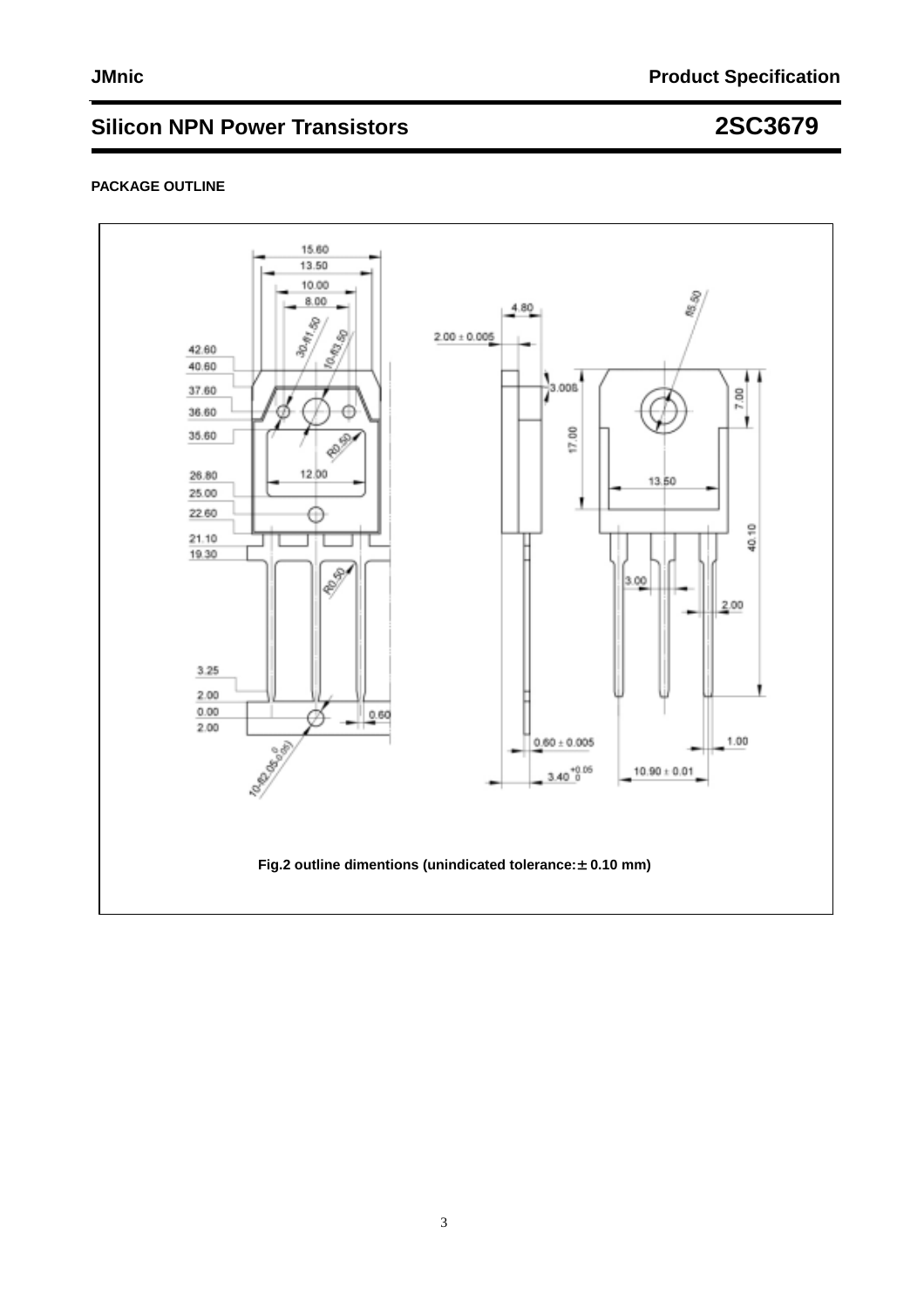## Silicon NPN Power Transistors 2SC3679

**PACKAGE OUTLINE**

Fig.2 outline dimentions (unindicated tolerance: ± 0.10 mm)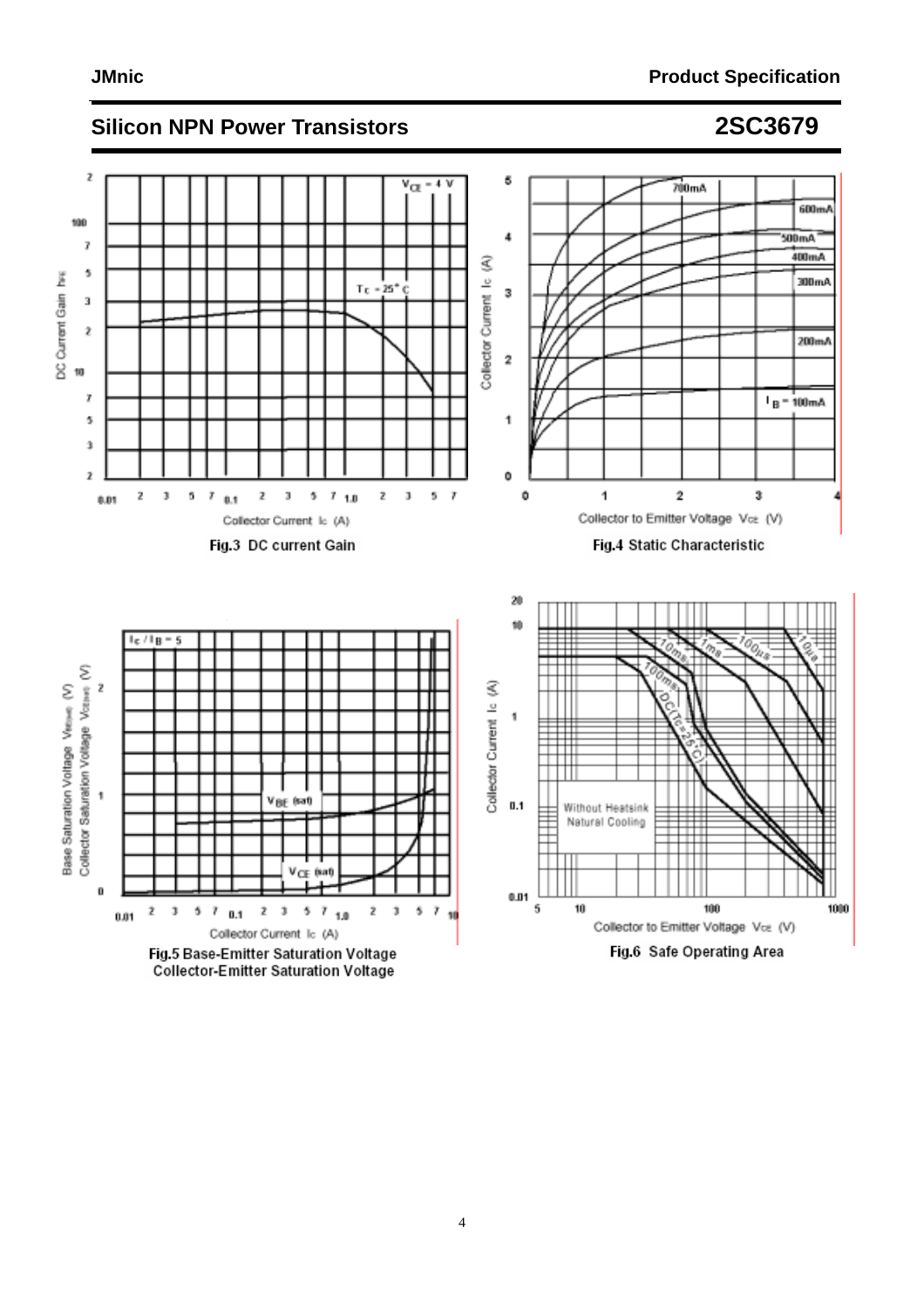# Silicon NPN Power Transistors

# 2SC3679

$V_{CE}$ = 4 V

$T_C$ = 25° C

DC Current Gain $h_{FE}$

2
100
7
5
3
2
10
7
5
3
2

0.01 2 3 5 7 0.1 2 3 5 7 1.0 2 3 5 7

Collector Current $I_C$ (A)

Fig.3 DC current Gain

700mA
600mA
500mA
400mA
300mA
200mA
$I_B$ = 100mA

Collector Current $I_C$ (A)

5
4
3
2
1
0

0 1 2 3 4

Collector to Emitter Voltage $V_{CE}$ (V)

Fig.4 Static Characteristic

$I_C$ / $I_B$ = 5

Base Saturation Voltage $V_{BE(sat)}$ (V)
Collector Saturation Voltage $V_{CE(sat)}$ (V)

$V_{BE}$ (sat)

$V_{CE}$ (sat)

2
1
0

0.01 2 3 5 7 0.1 2 3 5 7 1.0 2 3 5 7 10

Collector Current $I_C$ (A)

Fig.5 Base-Emitter Saturation Voltage
Collector-Emitter Saturation Voltage

Collector Current $I_C$ (A)

20
10
1
0.1
0.01

10ms
1ms
100μs
10μs
100ms
DC($T_C$=25°C)

Without Heatsink
Natural Cooling

5 10 100 1000

Collector to Emitter Voltage $V_{CE}$ (V)

Fig.6 Safe Operating Area